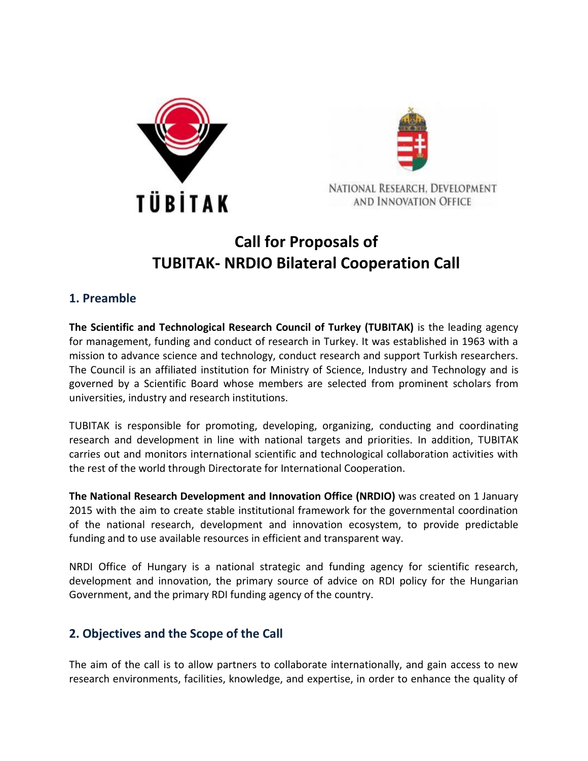# Call for Proposals of TUBITAK- NRDIO Bilateral Cooperation Call

## 1. Preamble

**The Scientific and Technological Research Council of Turkey (TUBITAK)** is the leading agency for management, funding and conduct of research in Turkey. It was established in 1963 with a mission to advance science and technology, conduct research and support Turkish researchers. The Council is an affiliated institution for Ministry of Science, Industry and Technology and is governed by a Scientific Board whose members are selected from prominent scholars from universities, industry and research institutions.

TUBITAK is responsible for promoting, developing, organizing, conducting and coordinating research and development in line with national targets and priorities. In addition, TUBITAK carries out and monitors international scientific and technological collaboration activities with the rest of the world through Directorate for International Cooperation.

**The National Research Development and Innovation Office (NRDIO)** was created on 1 January 2015 with the aim to create stable institutional framework for the governmental coordination of the national research, development and innovation ecosystem, to provide predictable funding and to use available resources in efficient and transparent way.

NRDI Office of Hungary is a national strategic and funding agency for scientific research, development and innovation, the primary source of advice on RDI policy for the Hungarian Government, and the primary RDI funding agency of the country.

## 2. Objectives and the Scope of the Call

The aim of the call is to allow partners to collaborate internationally, and gain access to new research environments, facilities, knowledge, and expertise, in order to enhance the quality of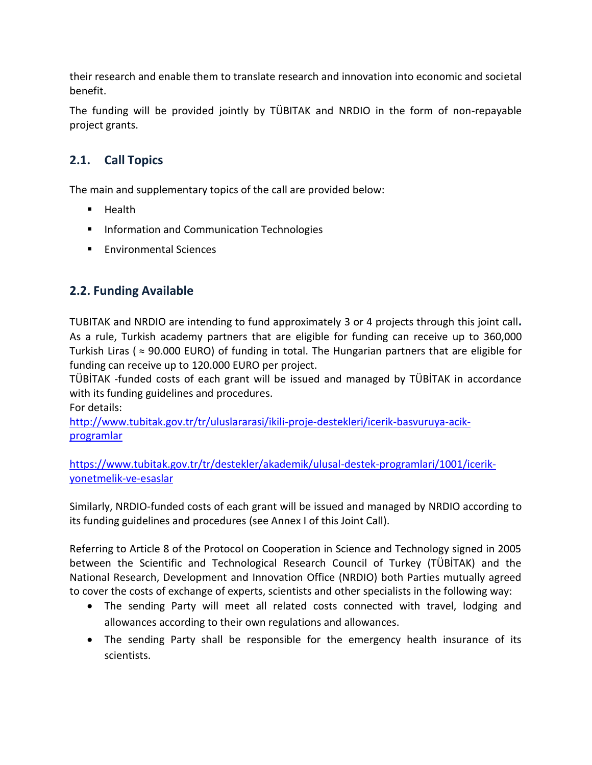their research and enable them to translate research and innovation into economic and societal benefit.

The funding will be provided jointly by TÜBITAK and NRDIO in the form of non-repayable project grants.

## 2.1. Call Topics

The main and supplementary topics of the call are provided below:

- Health
- Information and Communication Technologies
- Environmental Sciences

## 2.2. Funding Available

TUBITAK and NRDIO are intending to fund approximately 3 or 4 projects through this joint call**.** As a rule, Turkish academy partners that are eligible for funding can receive up to 360,000 Turkish Liras ( ≈ 90.000 EURO) of funding in total. The Hungarian partners that are eligible for funding can receive up to 120.000 EURO per project.
TÜBİTAK -funded costs of each grant will be issued and managed by TÜBİTAK in accordance with its funding guidelines and procedures.
For details:
[http://www.tubitak.gov.tr/tr/uluslararasi/ikili-proje-destekleri/icerik-basvuruya-acik-programlar](http://www.tubitak.gov.tr/tr/uluslararasi/ikili-proje-destekleri/icerik-basvuruya-acik-programlar)

[https://www.tubitak.gov.tr/tr/destekler/akademik/ulusal-destek-programlari/1001/icerik-yonetmelik-ve-esaslar](https://www.tubitak.gov.tr/tr/destekler/akademik/ulusal-destek-programlari/1001/icerik-yonetmelik-ve-esaslar)

Similarly, NRDIO-funded costs of each grant will be issued and managed by NRDIO according to its funding guidelines and procedures (see Annex I of this Joint Call).

Referring to Article 8 of the Protocol on Cooperation in Science and Technology signed in 2005 between the Scientific and Technological Research Council of Turkey (TÜBİTAK) and the National Research, Development and Innovation Office (NRDIO) both Parties mutually agreed to cover the costs of exchange of experts, scientists and other specialists in the following way:

- The sending Party will meet all related costs connected with travel, lodging and allowances according to their own regulations and allowances.
- The sending Party shall be responsible for the emergency health insurance of its scientists.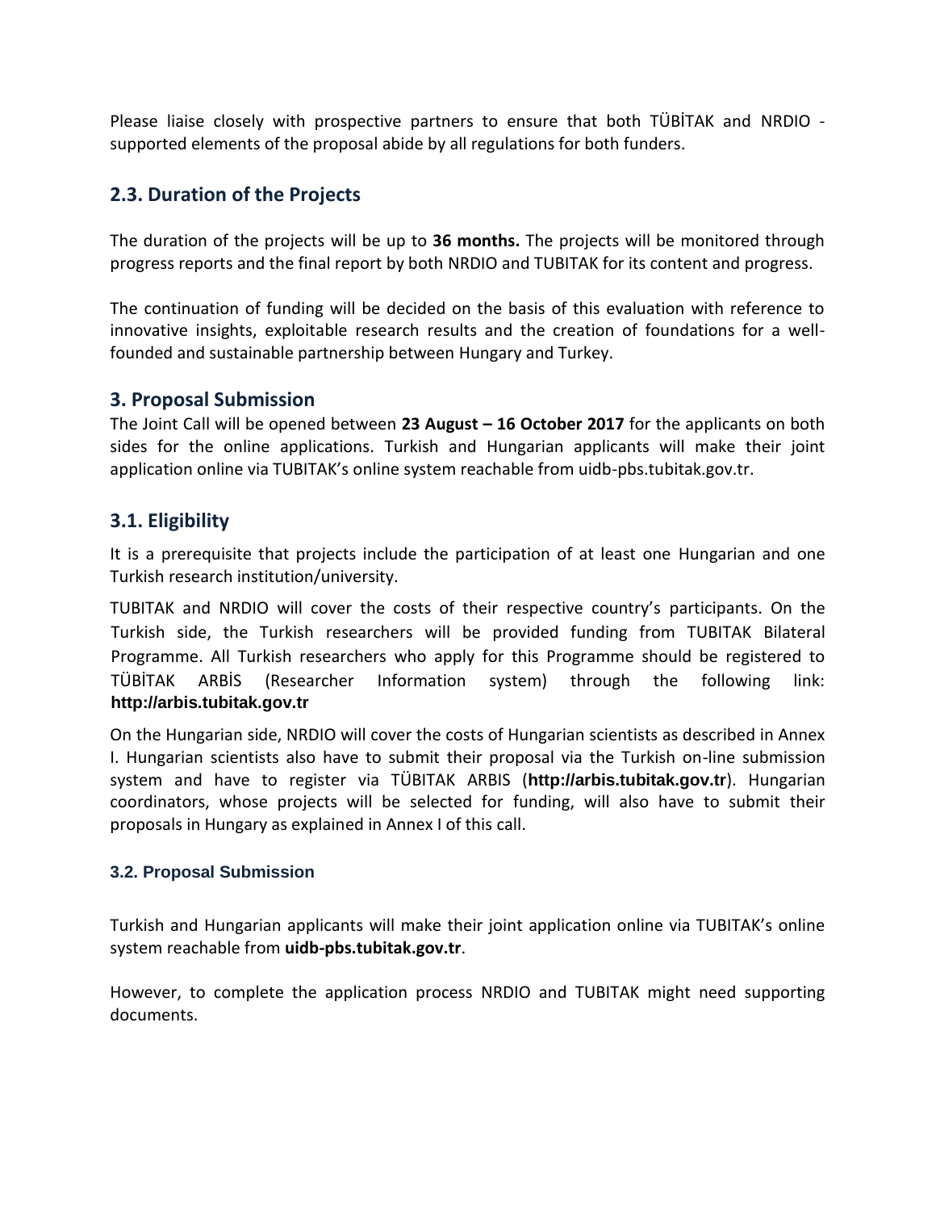Please liaise closely with prospective partners to ensure that both TÜBİTAK and NRDIO - supported elements of the proposal abide by all regulations for both funders.

## 2.3. Duration of the Projects

The duration of the projects will be up to **36 months.** The projects will be monitored through progress reports and the final report by both NRDIO and TUBITAK for its content and progress.

The continuation of funding will be decided on the basis of this evaluation with reference to innovative insights, exploitable research results and the creation of foundations for a well-founded and sustainable partnership between Hungary and Turkey.

## 3. Proposal Submission

The Joint Call will be opened between **23 August – 16 October 2017** for the applicants on both sides for the online applications. Turkish and Hungarian applicants will make their joint application online via TUBITAK's online system reachable from uidb-pbs.tubitak.gov.tr.

## 3.1. Eligibility

It is a prerequisite that projects include the participation of at least one Hungarian and one Turkish research institution/university.

TUBITAK and NRDIO will cover the costs of their respective country's participants. On the Turkish side, the Turkish researchers will be provided funding from TUBITAK Bilateral Programme. All Turkish researchers who apply for this Programme should be registered to TÜBİTAK ARBİS (Researcher Information system) through the following link: **http://arbis.tubitak.gov.tr**

On the Hungarian side, NRDIO will cover the costs of Hungarian scientists as described in Annex I. Hungarian scientists also have to submit their proposal via the Turkish on-line submission system and have to register via TÜBITAK ARBIS (**http://arbis.tubitak.gov.tr**). Hungarian coordinators, whose projects will be selected for funding, will also have to submit their proposals in Hungary as explained in Annex I of this call.

### 3.2. Proposal Submission

Turkish and Hungarian applicants will make their joint application online via TUBITAK's online system reachable from **uidb-pbs.tubitak.gov.tr**.

However, to complete the application process NRDIO and TUBITAK might need supporting documents.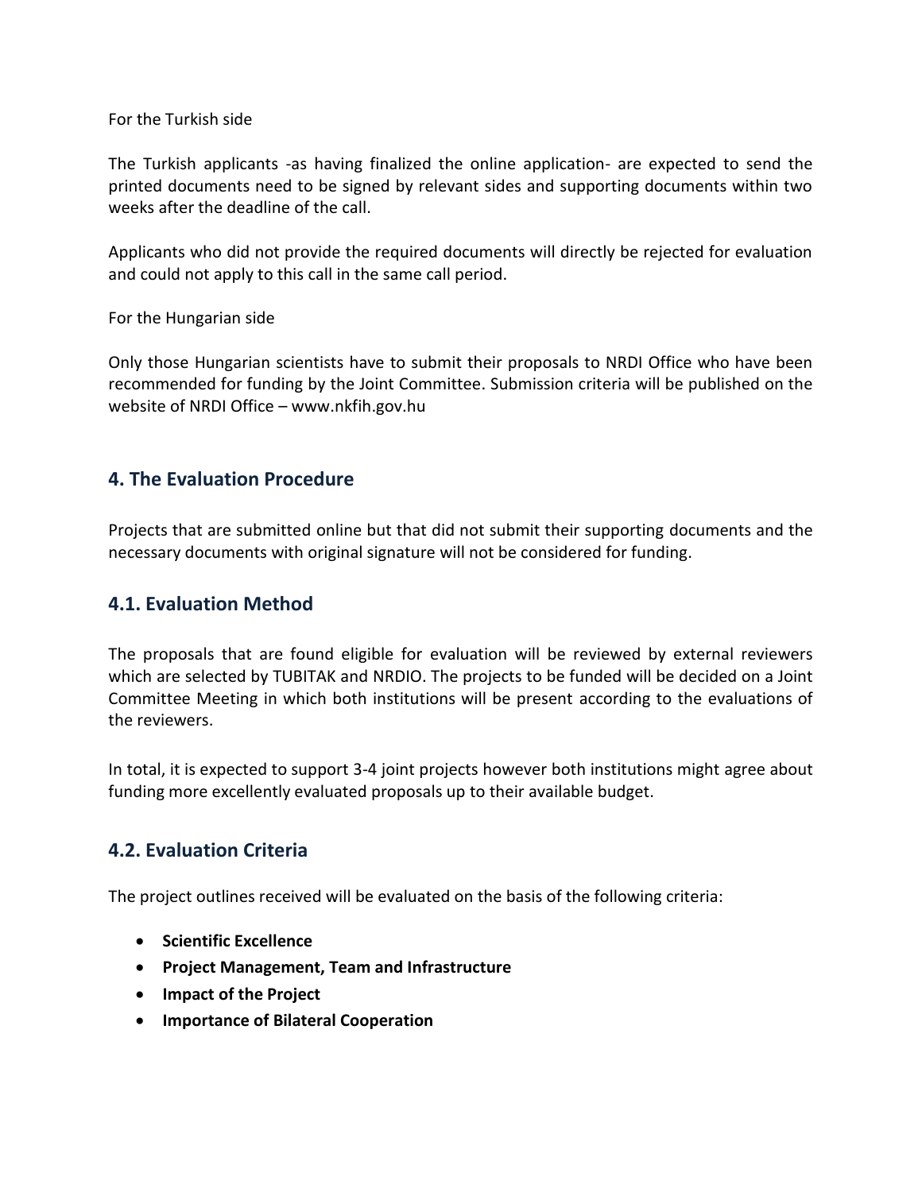For the Turkish side

The Turkish applicants -as having finalized the online application- are expected to send the printed documents need to be signed by relevant sides and supporting documents within two weeks after the deadline of the call.

Applicants who did not provide the required documents will directly be rejected for evaluation and could not apply to this call in the same call period.

For the Hungarian side

Only those Hungarian scientists have to submit their proposals to NRDI Office who have been recommended for funding by the Joint Committee. Submission criteria will be published on the website of NRDI Office – www.nkfih.gov.hu

## 4. The Evaluation Procedure

Projects that are submitted online but that did not submit their supporting documents and the necessary documents with original signature will not be considered for funding.

### 4.1. Evaluation Method

The proposals that are found eligible for evaluation will be reviewed by external reviewers which are selected by TUBITAK and NRDIO. The projects to be funded will be decided on a Joint Committee Meeting in which both institutions will be present according to the evaluations of the reviewers.

In total, it is expected to support 3-4 joint projects however both institutions might agree about funding more excellently evaluated proposals up to their available budget.

### 4.2. Evaluation Criteria

The project outlines received will be evaluated on the basis of the following criteria:

- **Scientific Excellence**
- **Project Management, Team and Infrastructure**
- **Impact of the Project**
- **Importance of Bilateral Cooperation**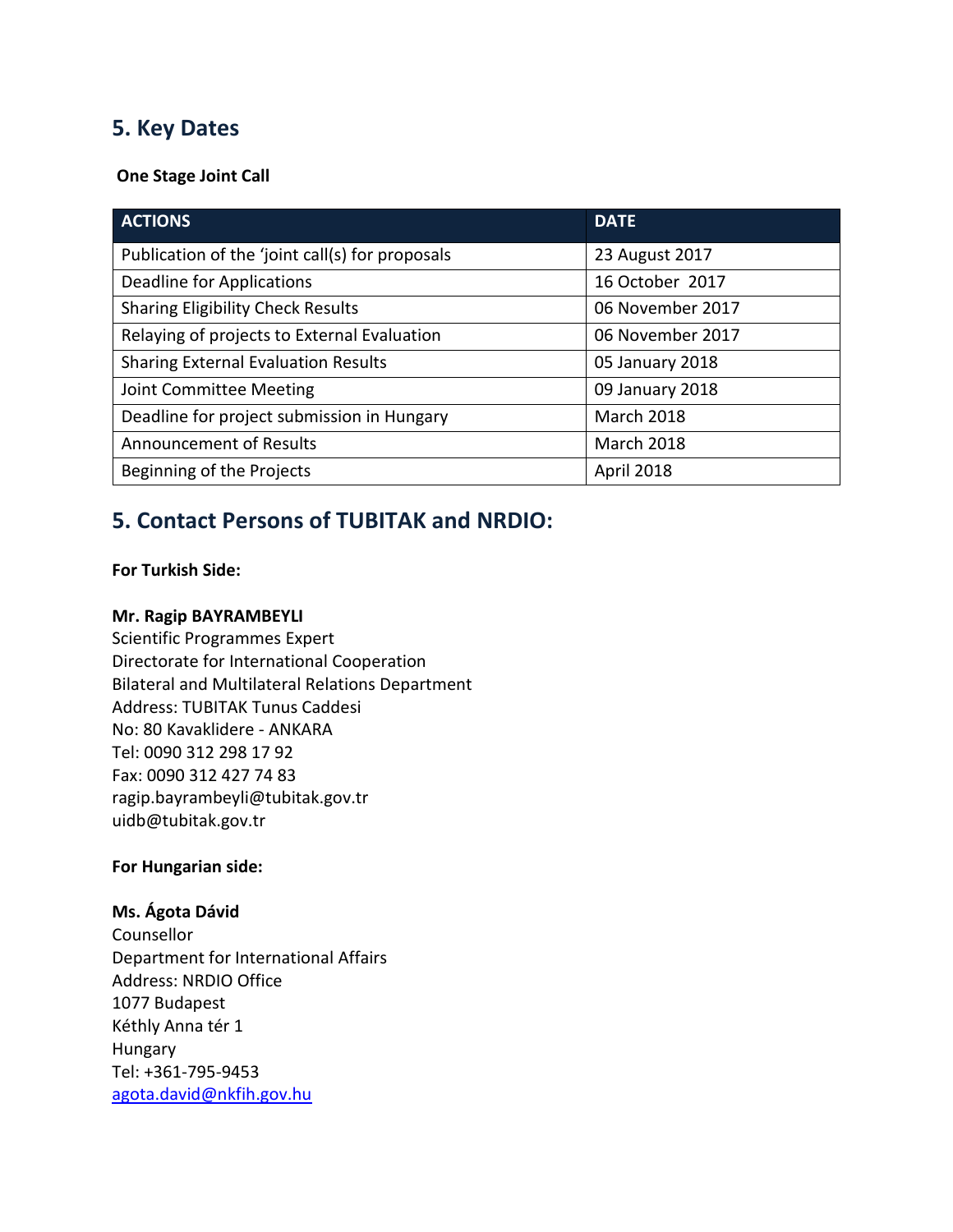## 5. Key Dates

**One Stage Joint Call**

| ACTIONS | DATE |
|---|---|
| Publication of the 'joint call(s) for proposals | 23 August 2017 |
| Deadline for Applications | 16 October 2017 |
| Sharing Eligibility Check Results | 06 November 2017 |
| Relaying of projects to External Evaluation | 06 November 2017 |
| Sharing External Evaluation Results | 05 January 2018 |
| Joint Committee Meeting | 09 January 2018 |
| Deadline for project submission in Hungary | March 2018 |
| Announcement of Results | March 2018 |
| Beginning of the Projects | April 2018 |

## 5. Contact Persons of TUBITAK and NRDIO:

**For Turkish Side:**

**Mr. Ragip BAYRAMBEYLI**
Scientific Programmes Expert
Directorate for International Cooperation
Bilateral and Multilateral Relations Department
Address: TUBITAK Tunus Caddesi
No: 80 Kavaklidere - ANKARA
Tel: 0090 312 298 17 92
Fax: 0090 312 427 74 83
ragip.bayrambeyli@tubitak.gov.tr
uidb@tubitak.gov.tr

**For Hungarian side:**

**Ms. Ágota Dávid**
Counsellor
Department for International Affairs
Address: NRDIO Office
1077 Budapest
Kéthly Anna tér 1
Hungary
Tel: +361-795-9453
agota.david@nkfih.gov.hu